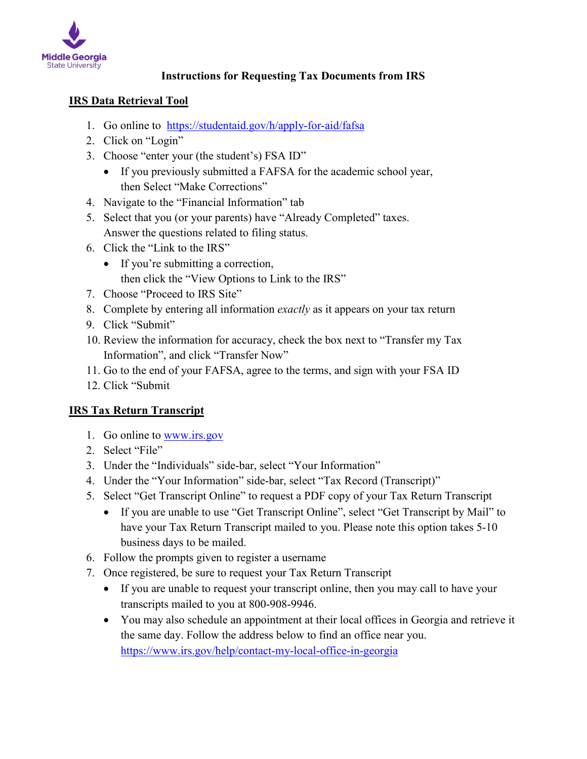Middle Georgia State University

# Instructions for Requesting Tax Documents from IRS

## IRS Data Retrieval Tool

1. Go online to [https://studentaid.gov/h/apply-for-aid/fafsa](https://studentaid.gov/h/apply-for-aid/fafsa)
2. Click on "Login"
3. Choose "enter your (the student's) FSA ID"
   - If you previously submitted a FAFSA for the academic school year, then Select "Make Corrections"
4. Navigate to the "Financial Information" tab
5. Select that you (or your parents) have "Already Completed" taxes. Answer the questions related to filing status.
6. Click the "Link to the IRS"
   - If you're submitting a correction, then click the "View Options to Link to the IRS"
7. Choose "Proceed to IRS Site"
8. Complete by entering all information *exactly* as it appears on your tax return
9. Click "Submit"
10. Review the information for accuracy, check the box next to "Transfer my Tax Information", and click "Transfer Now"
11. Go to the end of your FAFSA, agree to the terms, and sign with your FSA ID
12. Click "Submit

## IRS Tax Return Transcript

1. Go online to [www.irs.gov](www.irs.gov)
2. Select "File"
3. Under the "Individuals" side-bar, select "Your Information"
4. Under the "Your Information" side-bar, select "Tax Record (Transcript)"
5. Select "Get Transcript Online" to request a PDF copy of your Tax Return Transcript
   - If you are unable to use "Get Transcript Online", select "Get Transcript by Mail" to have your Tax Return Transcript mailed to you. Please note this option takes 5-10 business days to be mailed.
6. Follow the prompts given to register a username
7. Once registered, be sure to request your Tax Return Transcript
   - If you are unable to request your transcript online, then you may call to have your transcripts mailed to you at 800-908-9946.
   - You may also schedule an appointment at their local offices in Georgia and retrieve it the same day. Follow the address below to find an office near you. [https://www.irs.gov/help/contact-my-local-office-in-georgia](https://www.irs.gov/help/contact-my-local-office-in-georgia)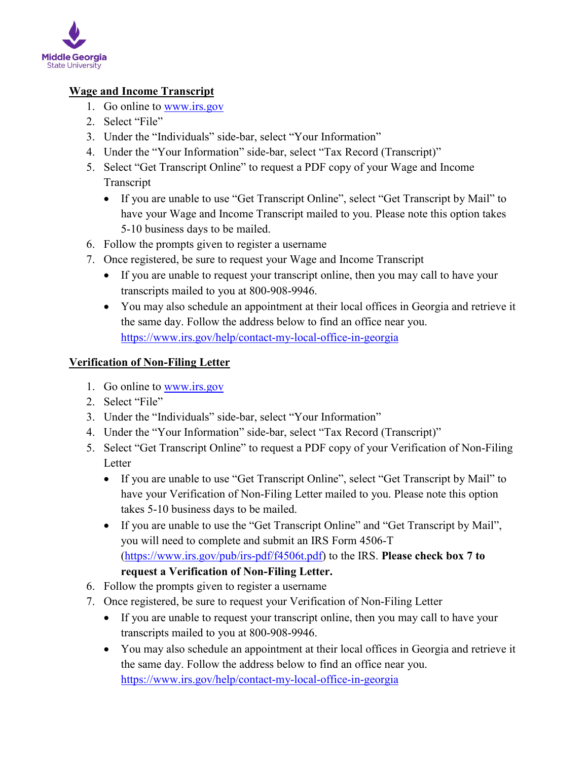## Wage and Income Transcript

1. Go online to www.irs.gov
2. Select "File"
3. Under the "Individuals" side-bar, select "Your Information"
4. Under the "Your Information" side-bar, select "Tax Record (Transcript)"
5. Select "Get Transcript Online" to request a PDF copy of your Wage and Income Transcript
   - If you are unable to use "Get Transcript Online", select "Get Transcript by Mail" to have your Wage and Income Transcript mailed to you. Please note this option takes 5-10 business days to be mailed.
6. Follow the prompts given to register a username
7. Once registered, be sure to request your Wage and Income Transcript
   - If you are unable to request your transcript online, then you may call to have your transcripts mailed to you at 800-908-9946.
   - You may also schedule an appointment at their local offices in Georgia and retrieve it the same day. Follow the address below to find an office near you. https://www.irs.gov/help/contact-my-local-office-in-georgia

## Verification of Non-Filing Letter

1. Go online to www.irs.gov
2. Select "File"
3. Under the "Individuals" side-bar, select "Your Information"
4. Under the "Your Information" side-bar, select "Tax Record (Transcript)"
5. Select "Get Transcript Online" to request a PDF copy of your Verification of Non-Filing Letter
   - If you are unable to use "Get Transcript Online", select "Get Transcript by Mail" to have your Verification of Non-Filing Letter mailed to you. Please note this option takes 5-10 business days to be mailed.
   - If you are unable to use the "Get Transcript Online" and "Get Transcript by Mail", you will need to complete and submit an IRS Form 4506-T (https://www.irs.gov/pub/irs-pdf/f4506t.pdf) to the IRS. **Please check box 7 to request a Verification of Non-Filing Letter.**
6. Follow the prompts given to register a username
7. Once registered, be sure to request your Verification of Non-Filing Letter
   - If you are unable to request your transcript online, then you may call to have your transcripts mailed to you at 800-908-9946.
   - You may also schedule an appointment at their local offices in Georgia and retrieve it the same day. Follow the address below to find an office near you. https://www.irs.gov/help/contact-my-local-office-in-georgia